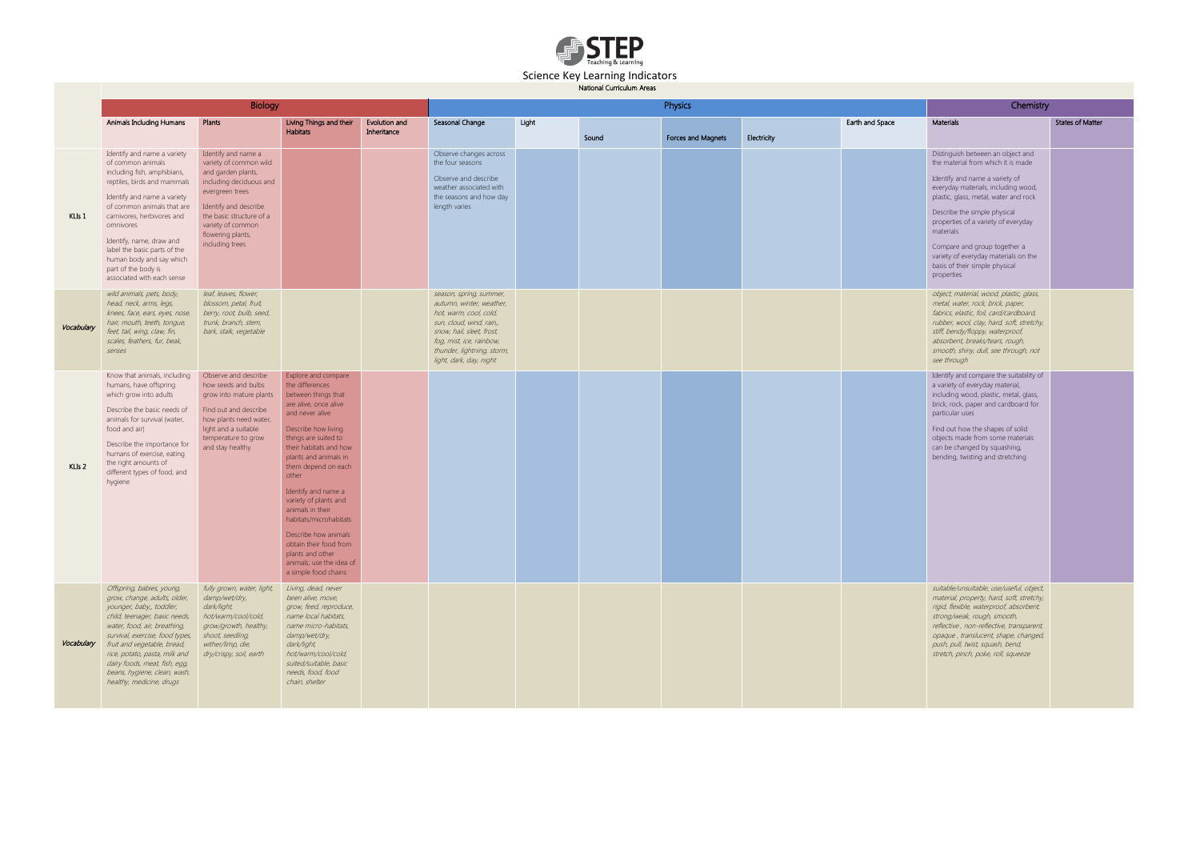# Science Key Learning Indicators

National Curriculum Areas

| | Biology | | | | Physics | | | | | | Chemistry | |
|---|---|---|---|---|---|---|---|---|---|---|---|---|
| | Animals Including Humans | Plants | Living Things and their Habitats | Evolution and Inheritance | Seasonal Change | Light | Sound | Forces and Magnets | Electricity | Earth and Space | Materials | States of Matter |
| KLIs 1 | Identify and name a variety of common animals including fish, amphibians, reptiles, birds and mammals<br><br>Identify and name a variety of common animals that are carnivores, herbivores and omnivores<br><br>Identify, name, draw and label the basic parts of the human body and say which part of the body is associated with each sense | Identify and name a variety of common wild and garden plants, including deciduous and evergreen trees<br><br>Identify and describe the basic structure of a variety of common flowering plants, including trees | | | Observe changes across the four seasons<br><br>Observe and describe weather associated with the seasons and how day length varies | | | | | | Distinguish between an object and the material from which it is made<br><br>Identify and name a variety of everyday materials, including wood, plastic, glass, metal, water and rock<br><br>Describe the simple physical properties of a variety of everyday materials<br><br>Compare and group together a variety of everyday materials on the basis of their simple physical properties | |
| *Vocabulary* | *wild animals, pets, body, head, neck, arms, legs, knees, face, ears, eyes, nose, hair, mouth, teeth, tongue, feet, tail, wing, claw, fin, scales, feathers, fur, beak, senses* | *leaf, leaves, flower, blossom, petal, fruit, berry, root, bulb, seed, trunk, branch, stem, bark, stalk, vegetable* | | | *season, spring, summer, autumn, winter, weather, hot, warm, cool, cold, sun, cloud, wind, rain,, snow, hail, sleet, frost, fog, mist, ice, rainbow, thunder, lightning, storm, light, dark, day, night* | | | | | | *object, material, wood, plastic, glass, metal, water, rock, brick, paper, fabrics, elastic, foil, card/cardboard, rubber, wool, clay, hard, soft, stretchy, stiff, bendy/floppy, waterproof, absorbent, breaks/tears, rough, smooth, shiny, dull, see through, not see through* | |
| KLIs 2 | Know that animals, including humans, have offspring which grow into adults<br><br>Describe the basic needs of animals for survival (water, food and air)<br><br>Describe the importance for humans of exercise, eating the right amounts of different types of food, and hygiene | Observe and describe how seeds and bulbs grow into mature plants<br><br>Find out and describe how plants need water, light and a suitable temperature to grow and stay healthy | Explore and compare the differences between things that are alive, once alive and never alive<br><br>Describe how living things are suited to their habitats and how plants and animals in them depend on each other<br><br>Identify and name a variety of plants and animals in their habitats/microhabitats<br><br>Describe how animals obtain their food from plants and other animals; use the idea of a simple food chains | | | | | | | | Identify and compare the suitability of a variety of everyday material, including wood, plastic, metal, glass, brick, rock, paper and cardboard for particular uses<br><br>Find out how the shapes of solid objects made from some materials can be changed by squashing, bending, twisting and stretching | |
| *Vocabulary* | *Offspring, babies, young, grow, change, adults, older, younger, baby,, toddler, child, teenager, basic needs, water, food, air, breathing, survival, exercise, food types, fruit and vegetable, bread, rice, potato, pasta, milk and dairy foods, meat, fish, egg, beans, hygiene, clean, wash, healthy, medicine, drugs* | *fully grown, water, light, damp/wet/dry, dark/light, hot/warm/cool/cold, grow/growth, healthy, shoot, seedling, wither/limp, die, dry/crispy, soil, earth* | *Living, dead, never been alive, move, grow, feed, reproduce, name local habitats, name micro-habitats, damp/wet/dry, dark/light, hot/warm/cool/cold, suited/suitable, basic needs, food, food chain, shelter* | | | | | | | | *suitable/unsuitable, use/useful, object, material, property, hard, soft, stretchy, rigid, flexible, waterproof, absorbent, strong/weak, rough, smooth, reflective , non-reflective, transparent, opaque , translucent, shape, changed, push, pull, twist, squash, bend, stretch, pinch, poke, roll, squeeze* | |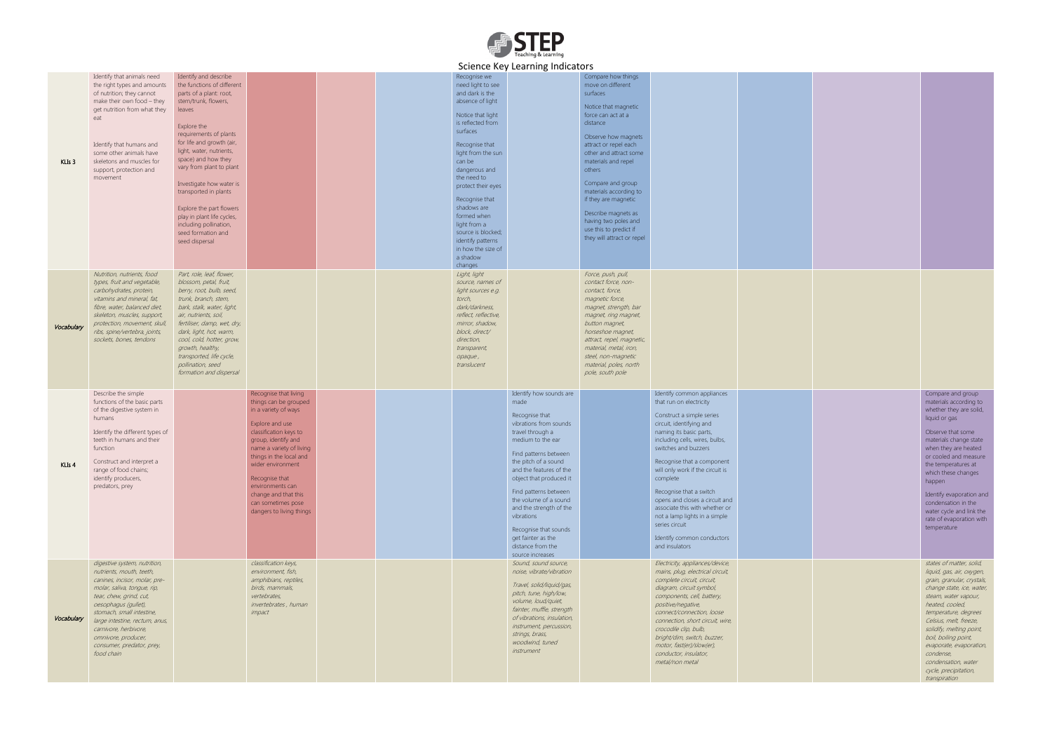# Science Key Learning Indicators

| | | | | | | | | | | | | |
|---|---|---|---|---|---|---|---|---|---|---|---|---|
| **KLIs 3** | Identify that animals need the right types and amounts of nutrition; they cannot make their own food – they get nutrition from what they eat<br><br>Identify that humans and some other animals have skeletons and muscles for support, protection and movement | Identify and describe the functions of different parts of a plant: root, stem/trunk, flowers, leaves<br><br>Explore the requirements of plants for life and growth (air, light, water, nutrients, space) and how they vary from plant to plant<br><br>Investigate how water is transported in plants<br><br>Explore the part flowers play in plant life cycles, including pollination, seed formation and seed dispersal | | | | Recognise we need light to see and dark is the absence of light<br><br>Notice that light is reflected from surfaces<br><br>Recognise that light from the sun can be dangerous and the need to protect their eyes<br><br>Recognise that shadows are formed when light from a source is blocked; identify patterns in how the size of a shadow changes | | Compare how things move on different surfaces<br><br>Notice that magnetic force can act at a distance<br><br>Observe how magnets attract or repel each other and attract some materials and repel others<br><br>Compare and group materials according to if they are magnetic<br><br>Describe magnets as having two poles and use this to predict if they will attract or repel | | | | |
| ***Vocabulary*** | *Nutrition, nutrients, food types, fruit and vegetable, carbohydrates, protein, vitamins and mineral, fat, fibre, water, balanced diet, skeleton, muscles, support, protection, movement, skull, ribs, spine/vertebra, joints, sockets, bones, tendons* | *Part, role, leaf, flower, blossom, petal, fruit, berry, root, bulb, seed, trunk, branch, stem, bark, stalk, water, light, air, nutrients, soil, fertiliser, damp, wet, dry, dark, light, hot, warm, cool, cold, hotter, grow, growth, healthy, transported, life cycle, pollination, seed formation and dispersal* | | | | *Light, light source, names of light sources e.g. torch, dark/darkness, reflect, reflective, mirror, shadow, block, direct/ direction, transparent, opaque, translucent* | | *Force, push, pull, contact force, non-contact, force, magnetic force, magnet, strength, bar magnet, ring magnet, button magnet, horseshoe magnet, attract, repel, magnetic, material, metal, iron, steel, non-magnetic material, poles, north pole, south pole* | | | | |
| **KLIs 4** | Describe the simple functions of the basic parts of the digestive system in humans<br><br>Identify the different types of teeth in humans and their function<br><br>Construct and interpret a range of food chains; identify producers, predators, prey | | Recognise that living things can be grouped in a variety of ways<br><br>Explore and use classification keys to group, identify and name a variety of living things in the local and wider environment<br><br>Recognise that environments can change and that this can sometimes pose dangers to living things | | | | Identify how sounds are made<br><br>Recognise that vibrations from sounds travel through a medium to the ear<br><br>Find patterns between the pitch of a sound and the features of the object that produced it<br><br>Find patterns between the volume of a sound and the strength of the vibrations<br><br>Recognise that sounds get fainter as the distance from the source increases | | Identify common appliances that run on electricity<br><br>Construct a simple series circuit, identifying and naming its basic parts, including cells, wires, bulbs, switches and buzzers<br><br>Recognise that a component will only work if the circuit is complete<br><br>Recognise that a switch opens and closes a circuit and associate this with whether or not a lamp lights in a simple series circuit<br><br>Identify common conductors and insulators | | | Compare and group materials according to whether they are solid, liquid or gas<br><br>Observe that some materials change state when they are heated or cooled and measure the temperatures at which these changes happen<br><br>Identify evaporation and condensation in the water cycle and link the rate of evaporation with temperature |
| ***Vocabulary*** | *digestive system, nutrition, nutrients, mouth, teeth, canines, incisor, molar, pre-molar, saliva, tongue, rip, tear, chew, grind, cut, oesophagus (gullet), stomach, small intestine, large intestine, rectum, anus, carnivore, herbivore, omnivore, producer, consumer, predator, prey, food chain* | | *classification keys, environment, fish, amphibians, reptiles, birds, mammals, vertebrates, invertebrates , human impact* | | | | *Sound, sound source, noise, vibrate/vibration<br><br>Travel, solid/liquid/gas, pitch, tune, high/low, volume, loud/quiet, fainter, muffle, strength of vibrations, insulation, instrument, percussion, strings, brass, woodwind, tuned instrument* | | *Electricity, appliances/device, mains, plug, electrical circuit, complete circuit, circuit, diagram, circuit symbol, components, cell, battery, positive/negative, connect/connection, loose connection, short circuit, wire, crocodile clip, bulb, bright/dim, switch, buzzer, motor, fast(er)/slow(er), conductor, insulator, metal/non metal* | | | *states of matter, solid, liquid, gas, air, oxygen, grain, granular, crystals, change state, ice, water, steam, water vapour, heated, cooled, temperature, degrees Celsius, melt, freeze, solidify, melting point, boil, boiling point, evaporate, evaporation, condense, condensation, water cycle, precipitation, transpiration* |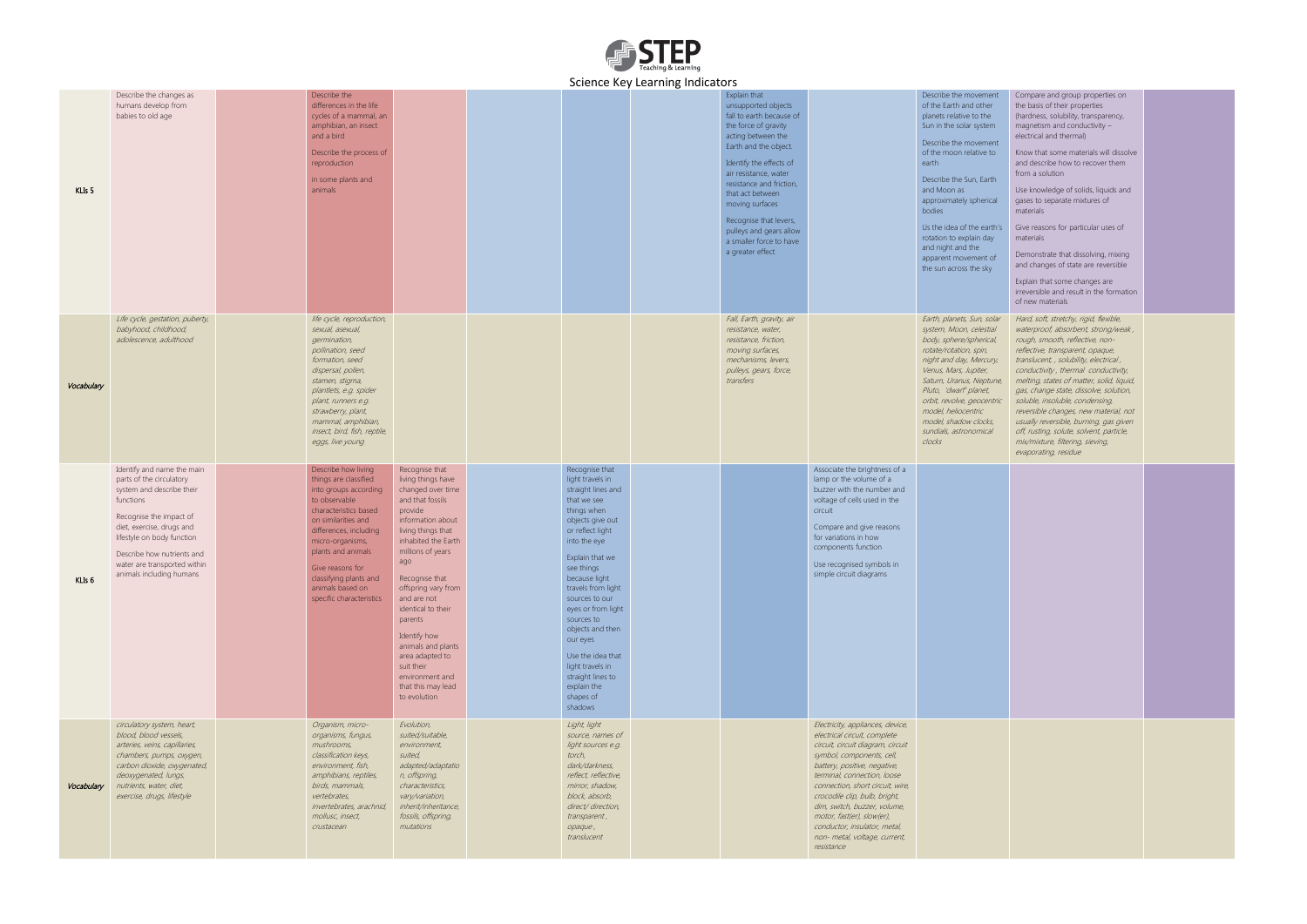# Science Key Learning Indicators

| | | | | | | | | | | | | |
|---|---|---|---|---|---|---|---|---|---|---|---|---|
| KLIs 5 | Describe the changes as humans develop from babies to old age | | Describe the differences in the life cycles of a mammal, an amphibian, an insect and a bird<br><br>Describe the process of reproduction<br><br>in some plants and animals | | | | | Explain that unsupported objects fall to earth because of the force of gravity acting between the Earth and the object.<br><br>Identify the effects of air resistance, water resistance and friction, that act between moving surfaces<br><br>Recognise that levers, pulleys and gears allow a smaller force to have a greater effect | | Describe the movement of the Earth and other planets relative to the Sun in the solar system<br><br>Describe the movement of the moon relative to earth<br><br>Describe the Sun, Earth and Moon as approximately spherical bodies<br><br>Us the idea of the earth's rotation to explain day and night and the apparent movement of the sun across the sky | Compare and group properties on the basis of their properties (hardness, solubility, transparency, magnetism and conductivity – electrical and thermal)<br><br>Know that some materials will dissolve and describe how to recover them from a solution<br><br>Use knowledge of solids, liquids and gases to separate mixtures of materials<br><br>Give reasons for particular uses of materials<br><br>Demonstrate that dissolving, mixing and changes of state are reversible<br><br>Explain that some changes are irreversible and result in the formation of new materials | |
| *Vocabulary* | *Life cycle, gestation, puberty, babyhood, childhood, adolescence, adulthood* | | *life cycle, reproduction, sexual, asexual, germination, pollination, seed formation, seed dispersal, pollen, stamen, stigma, plantlets, e.g. spider plant, runners e.g. strawberry, plant, mammal, amphibian, insect, bird, fish, reptile, eggs, live young* | | | | | *Fall, Earth, gravity, air resistance, water, resistance, friction, moving surfaces, mechanisms, levers, pulleys, gears, force, transfers* | | *Earth, planets, Sun, solar system, Moon, celestial body, sphere/spherical, rotate/rotation, spin, night and day, Mercury, Venus, Mars, Jupiter, Saturn, Uranus, Neptune, Pluto, 'dwarf' planet, orbit, revolve, geocentric model, heliocentric model, shadow clocks, sundials, astronomical clocks* | *Hard, soft, stretchy, rigid, flexible, waterproof, absorbent, strong/weak , rough, smooth, reflective, non-reflective, transparent, opaque, translucent, , solubility, electrical , conductivity , thermal conductivity, melting, states of matter, solid, liquid, gas, change state, dissolve, solution, soluble, insoluble, condensing, reversible changes, new material, not usually reversible, burning, gas given off, rusting, solute, solvent, particle, mix/mixture, filtering, sieving, evaporating, residue* | |
| KLIs 6 | Identify and name the main parts of the circulatory system and describe their functions<br><br>Recognise the impact of diet, exercise, drugs and lifestyle on body function<br><br>Describe how nutrients and water are transported within animals including humans | | Describe how living things are classified into groups according to observable characteristics based on similarities and differences, including micro-organisms, plants and animals<br><br>Give reasons for classifying plants and animals based on specific characteristics | Recognise that living things have changed over time and that fossils provide information about living things that inhabited the Earth millions of years ago<br><br>Recognise that offspring vary from and are not identical to their parents<br><br>Identify how animals and plants area adapted to suit their environment and that this may lead to evolution | | Recognise that light travels in straight lines and that we see things when objects give out or reflect light into the eye<br><br>Explain that we see things because light travels from light sources to our eyes or from light sources to objects and then our eyes<br><br>Use the idea that light travels in straight lines to explain the shapes of shadows | | | Associate the brightness of a lamp or the volume of a buzzer with the number and voltage of cells used in the circuit<br><br>Compare and give reasons for variations in how components function<br><br>Use recognised symbols in simple circuit diagrams | | | |
| *Vocabulary* | *circulatory system, heart, blood, blood vessels, arteries, veins, capillaries, chambers, pumps, oxygen, carbon dioxide, oxygenated, deoxygenated, lungs, nutrients, water, diet, exercise, drugs, lifestyle* | | *Organism, micro-organisms, fungus, mushrooms, classification keys, environment, fish, amphibians, reptiles, birds, mammals, vertebrates, invertebrates, arachnid, mollusc, insect, crustacean* | *Evolution, suited/suitable, environment, suited, adapted/adaptation, offspring, characteristics, vary/variation, inherit/inheritance, fossils, offspring, mutations* | | *Light, light source, names of light sources e.g. torch, dark/darkness, reflect, reflective, mirror, shadow, block, absorb, direct/ direction, transparent , opaque , translucent* | | | *Electricity, appliances, device, electrical circuit, complete circuit, circuit diagram, circuit symbol, components, cell, battery, positive, negative, terminal, connection, loose connection, short circuit, wire, crocodile clip, bulb, bright, dim, switch, buzzer, volume, motor, fast(er), slow(er), conductor, insulator, metal, non- metal, voltage, current, resistance* | | | |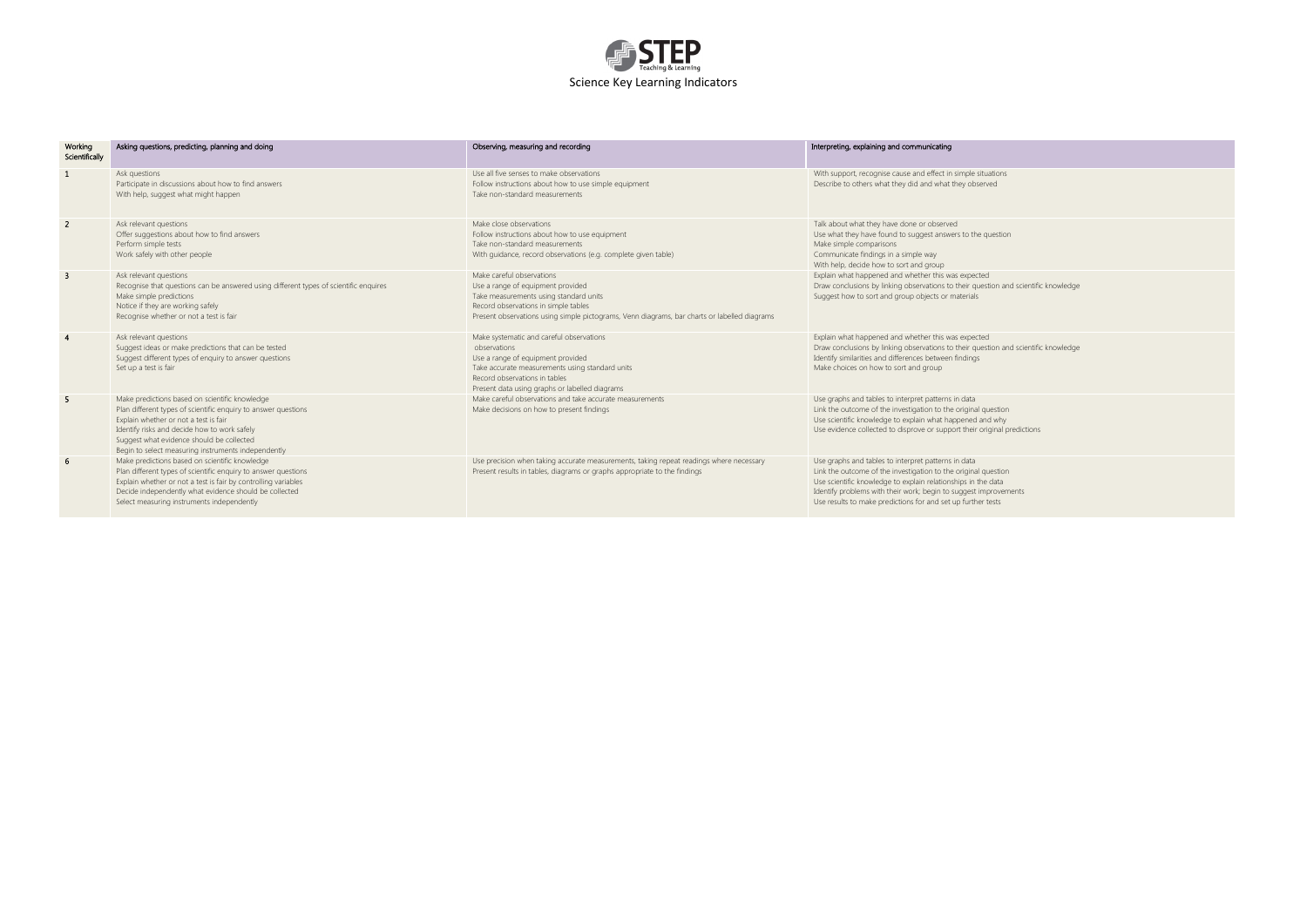STEP Teaching & Learning

# Science Key Learning Indicators

| Working Scientifically | Asking questions, predicting, planning and doing | Observing, measuring and recording | Interpreting, explaining and communicating |
| --- | --- | --- | --- |
| 1 | Ask questions<br>Participate in discussions about how to find answers<br>With help, suggest what might happen | Use all five senses to make observations<br>Follow instructions about how to use simple equipment<br>Take non-standard measurements | With support, recognise cause and effect in simple situations<br>Describe to others what they did and what they observed |
| 2 | Ask relevant questions<br>Offer suggestions about how to find answers<br>Perform simple tests<br>Work safely with other people | Make close observations<br>Follow instructions about how to use equipment<br>Take non-standard measurements<br>With guidance, record observations (e.g. complete given table) | Talk about what they have done or observed<br>Use what they have found to suggest answers to the question<br>Make simple comparisons<br>Communicate findings in a simple way<br>With help, decide how to sort and group |
| 3 | Ask relevant questions<br>Recognise that questions can be answered using different types of scientific enquires<br>Make simple predictions<br>Notice if they are working safely<br>Recognise whether or not a test is fair | Make careful observations<br>Use a range of equipment provided<br>Take measurements using standard units<br>Record observations in simple tables<br>Present observations using simple pictograms, Venn diagrams, bar charts or labelled diagrams | Explain what happened and whether this was expected<br>Draw conclusions by linking observations to their question and scientific knowledge<br>Suggest how to sort and group objects or materials |
| 4 | Ask relevant questions<br>Suggest ideas or make predictions that can be tested<br>Suggest different types of enquiry to answer questions<br>Set up a test is fair | Make systematic and careful observations<br>observations<br>Use a range of equipment provided<br>Take accurate measurements using standard units<br>Record observations in tables<br>Present data using graphs or labelled diagrams | Explain what happened and whether this was expected<br>Draw conclusions by linking observations to their question and scientific knowledge<br>Identify similarities and differences between findings<br>Make choices on how to sort and group |
| 5 | Make predictions based on scientific knowledge<br>Plan different types of scientific enquiry to answer questions<br>Explain whether or not a test is fair<br>Identify risks and decide how to work safely<br>Suggest what evidence should be collected<br>Begin to select measuring instruments independently | Make careful observations and take accurate measurements<br>Make decisions on how to present findings | Use graphs and tables to interpret patterns in data<br>Link the outcome of the investigation to the original question<br>Use scientific knowledge to explain what happened and why<br>Use evidence collected to disprove or support their original predictions |
| 6 | Make predictions based on scientific knowledge<br>Plan different types of scientific enquiry to answer questions<br>Explain whether or not a test is fair by controlling variables<br>Decide independently what evidence should be collected<br>Select measuring instruments independently | Use precision when taking accurate measurements, taking repeat readings where necessary<br>Present results in tables, diagrams or graphs appropriate to the findings | Use graphs and tables to interpret patterns in data<br>Link the outcome of the investigation to the original question<br>Use scientific knowledge to explain relationships in the data<br>Identify problems with their work; begin to suggest improvements<br>Use results to make predictions for and set up further tests |